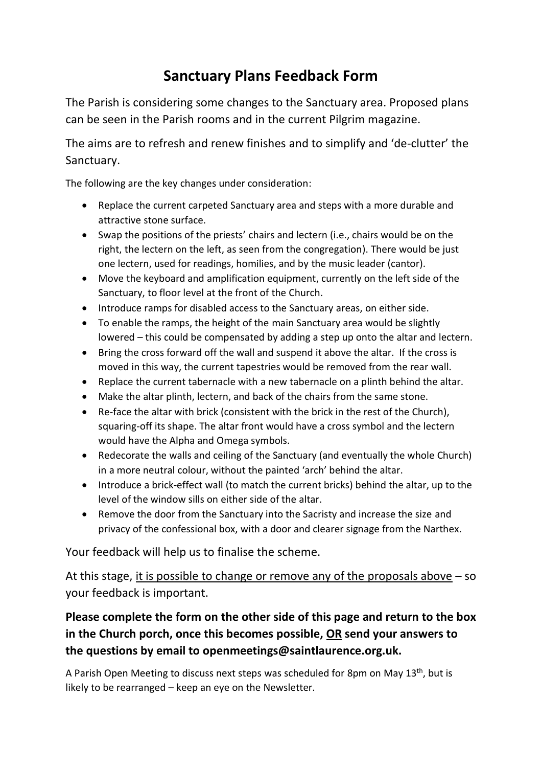# Sanctuary Plans Feedback Form

The Parish is considering some changes to the Sanctuary area. Proposed plans can be seen in the Parish rooms and in the current Pilgrim magazine.

The aims are to refresh and renew finishes and to simplify and 'de-clutter' the Sanctuary.

The following are the key changes under consideration:

- Replace the current carpeted Sanctuary area and steps with a more durable and attractive stone surface.
- Swap the positions of the priests' chairs and lectern (i.e., chairs would be on the right, the lectern on the left, as seen from the congregation). There would be just one lectern, used for readings, homilies, and by the music leader (cantor).
- Move the keyboard and amplification equipment, currently on the left side of the Sanctuary, to floor level at the front of the Church.
- Introduce ramps for disabled access to the Sanctuary areas, on either side.
- To enable the ramps, the height of the main Sanctuary area would be slightly lowered – this could be compensated by adding a step up onto the altar and lectern.
- Bring the cross forward off the wall and suspend it above the altar. If the cross is moved in this way, the current tapestries would be removed from the rear wall.
- Replace the current tabernacle with a new tabernacle on a plinth behind the altar.
- Make the altar plinth, lectern, and back of the chairs from the same stone.
- Re-face the altar with brick (consistent with the brick in the rest of the Church), squaring-off its shape. The altar front would have a cross symbol and the lectern would have the Alpha and Omega symbols.
- Redecorate the walls and ceiling of the Sanctuary (and eventually the whole Church) in a more neutral colour, without the painted 'arch' behind the altar.
- Introduce a brick-effect wall (to match the current bricks) behind the altar, up to the level of the window sills on either side of the altar.
- Remove the door from the Sanctuary into the Sacristy and increase the size and privacy of the confessional box, with a door and clearer signage from the Narthex.

Your feedback will help us to finalise the scheme.

At this stage, it is possible to change or remove any of the proposals above – so your feedback is important.

**Please complete the form on the other side of this page and return to the box in the Church porch, once this becomes possible, OR send your answers to the questions by email to openmeetings@saintlaurence.org.uk.**

A Parish Open Meeting to discuss next steps was scheduled for 8pm on May 13th, but is likely to be rearranged – keep an eye on the Newsletter.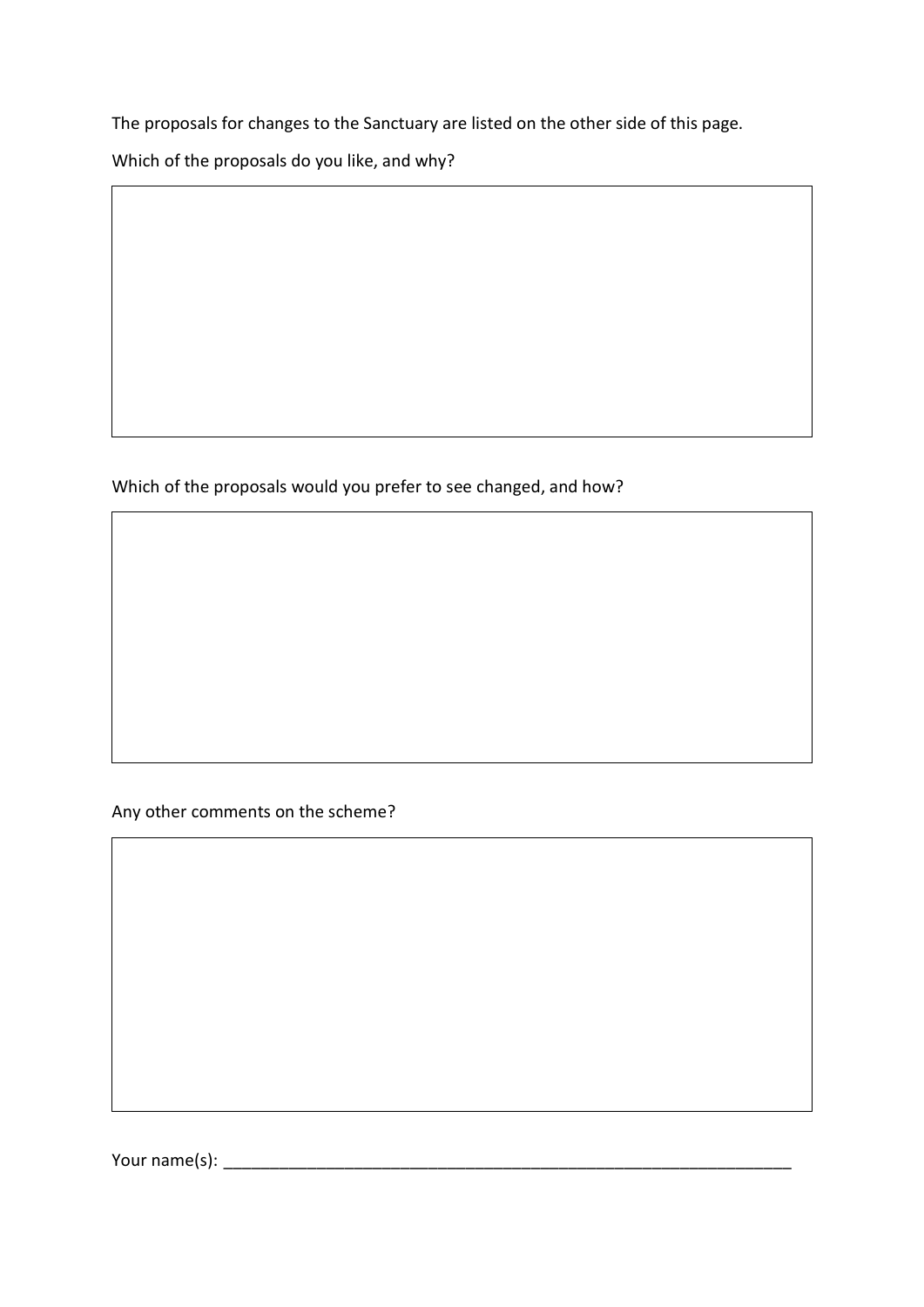The proposals for changes to the Sanctuary are listed on the other side of this page.

Which of the proposals do you like, and why?

Which of the proposals would you prefer to see changed, and how?

Any other comments on the scheme?

Your name(s): ___________________________________________________________